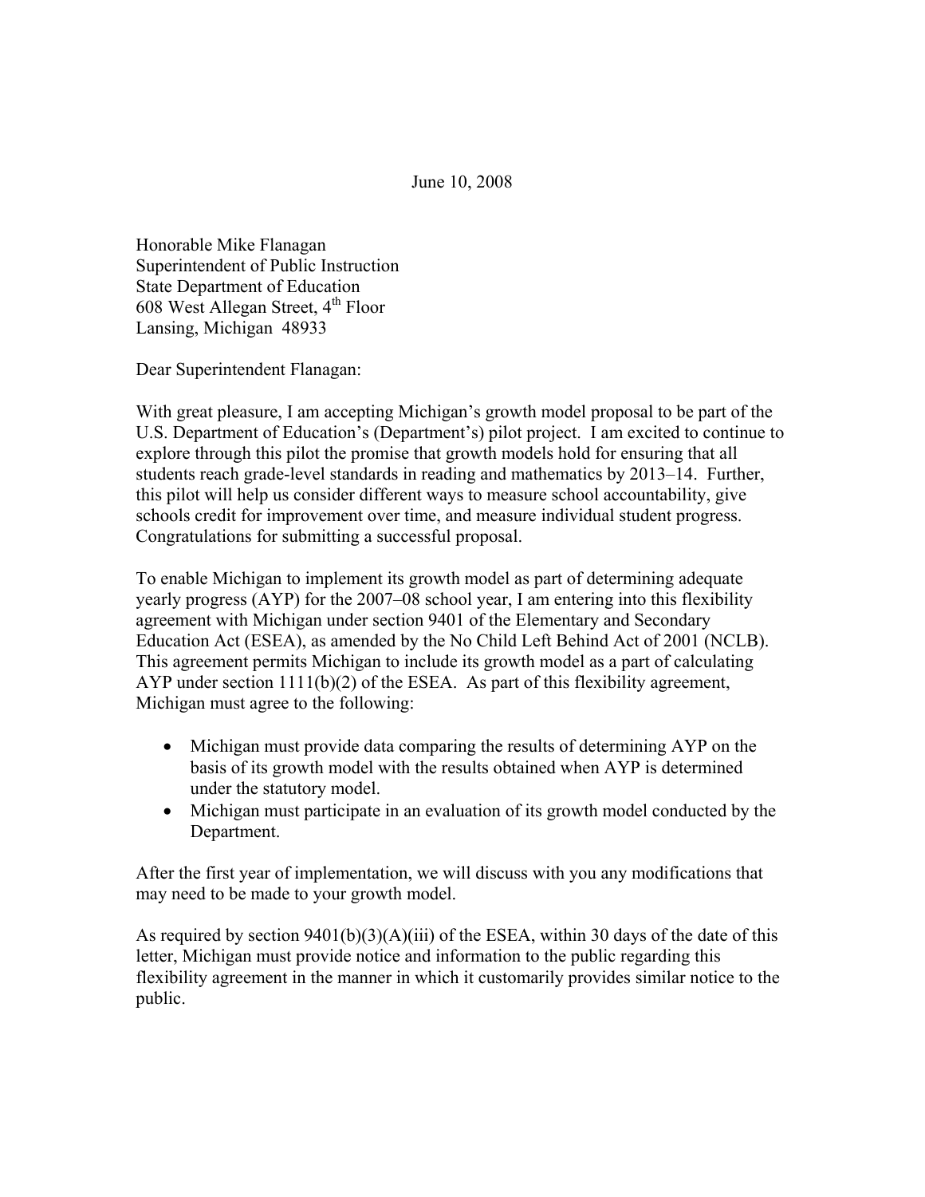June 10, 2008

Honorable Mike Flanagan
Superintendent of Public Instruction
State Department of Education
608 West Allegan Street, 4th Floor
Lansing, Michigan 48933

Dear Superintendent Flanagan:

With great pleasure, I am accepting Michigan's growth model proposal to be part of the U.S. Department of Education's (Department's) pilot project. I am excited to continue to explore through this pilot the promise that growth models hold for ensuring that all students reach grade-level standards in reading and mathematics by 2013–14. Further, this pilot will help us consider different ways to measure school accountability, give schools credit for improvement over time, and measure individual student progress. Congratulations for submitting a successful proposal.

To enable Michigan to implement its growth model as part of determining adequate yearly progress (AYP) for the 2007–08 school year, I am entering into this flexibility agreement with Michigan under section 9401 of the Elementary and Secondary Education Act (ESEA), as amended by the No Child Left Behind Act of 2001 (NCLB). This agreement permits Michigan to include its growth model as a part of calculating AYP under section 1111(b)(2) of the ESEA. As part of this flexibility agreement, Michigan must agree to the following:

- Michigan must provide data comparing the results of determining AYP on the basis of its growth model with the results obtained when AYP is determined under the statutory model.
- Michigan must participate in an evaluation of its growth model conducted by the Department.

After the first year of implementation, we will discuss with you any modifications that may need to be made to your growth model.

As required by section 9401(b)(3)(A)(iii) of the ESEA, within 30 days of the date of this letter, Michigan must provide notice and information to the public regarding this flexibility agreement in the manner in which it customarily provides similar notice to the public.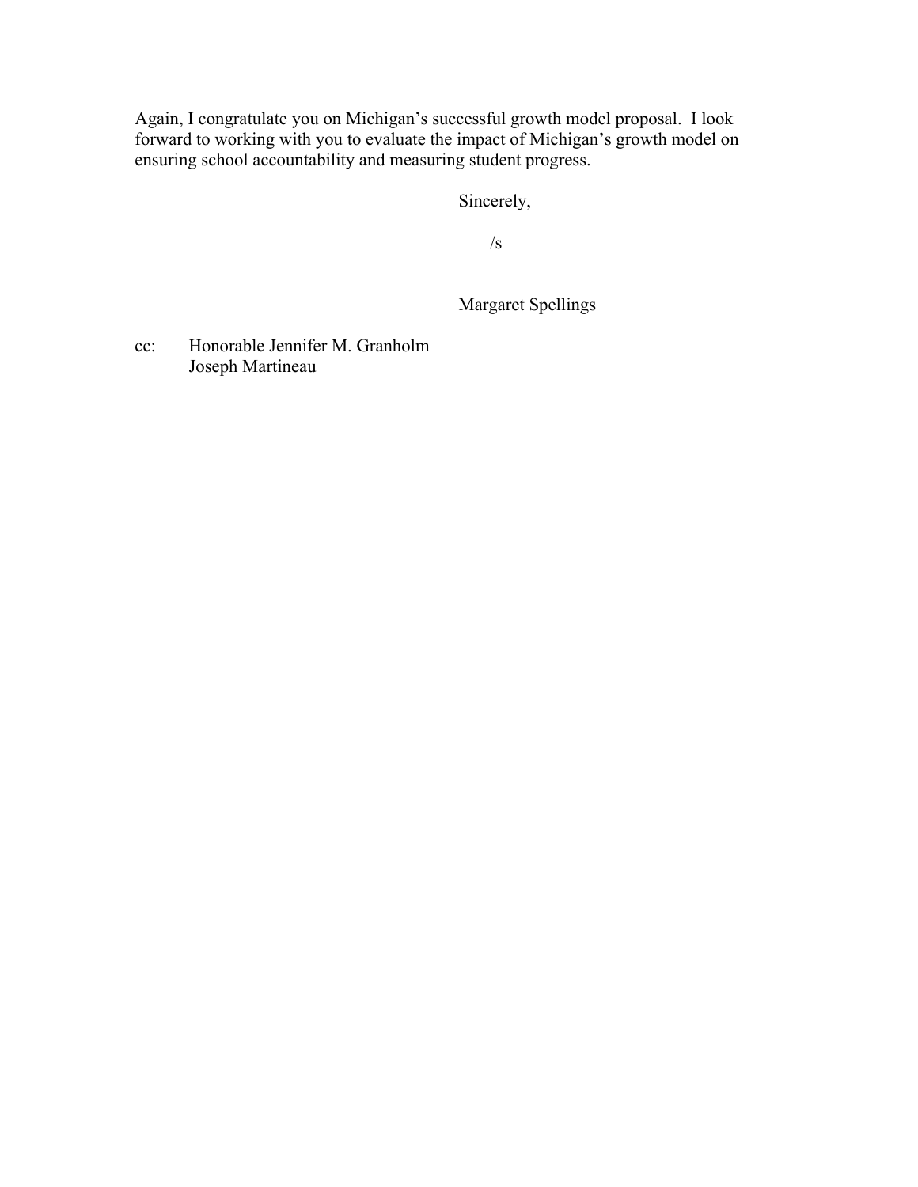Again, I congratulate you on Michigan's successful growth model proposal. I look forward to working with you to evaluate the impact of Michigan's growth model on ensuring school accountability and measuring student progress.

Sincerely,

/s

Margaret Spellings

cc: Honorable Jennifer M. Granholm
Joseph Martineau